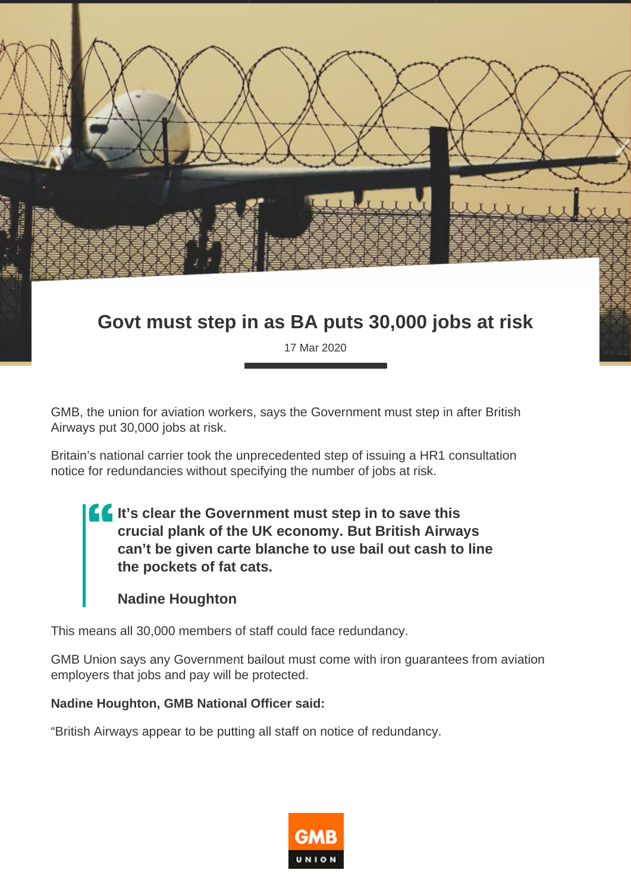# Govt must step in as BA puts 30,000 jobs at risk

17 Mar 2020

GMB, the union for aviation workers, says the Government must step in after British Airways put 30,000 jobs at risk.

Britain's national carrier took the unprecedented step of issuing a HR1 consultation notice for redundancies without specifying the number of jobs at risk.

> **It's clear the Government must step in to save this crucial plank of the UK economy. But British Airways can't be given carte blanche to use bail out cash to line the pockets of fat cats.**
>
> **Nadine Houghton**

This means all 30,000 members of staff could face redundancy.

GMB Union says any Government bailout must come with iron guarantees from aviation employers that jobs and pay will be protected.

**Nadine Houghton, GMB National Officer said:**

"British Airways appear to be putting all staff on notice of redundancy.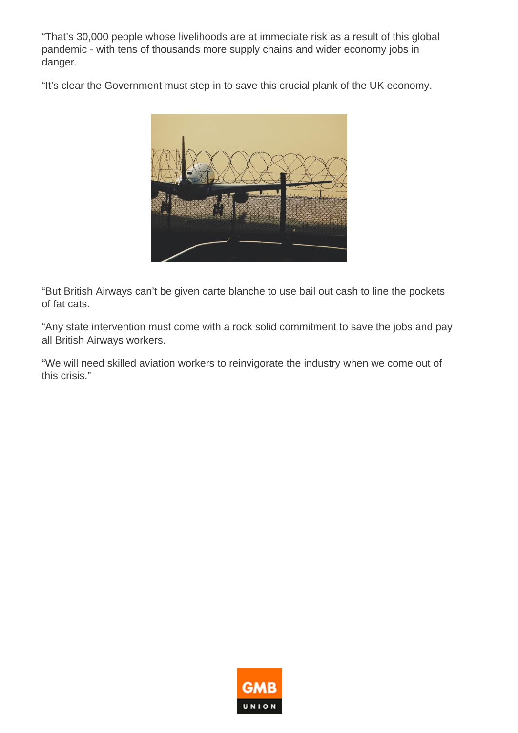“That’s 30,000 people whose livelihoods are at immediate risk as a result of this global pandemic - with tens of thousands more supply chains and wider economy jobs in danger.

“It’s clear the Government must step in to save this crucial plank of the UK economy.

“But British Airways can’t be given carte blanche to use bail out cash to line the pockets of fat cats.

“Any state intervention must come with a rock solid commitment to save the jobs and pay all British Airways workers.

“We will need skilled aviation workers to reinvigorate the industry when we come out of this crisis.”